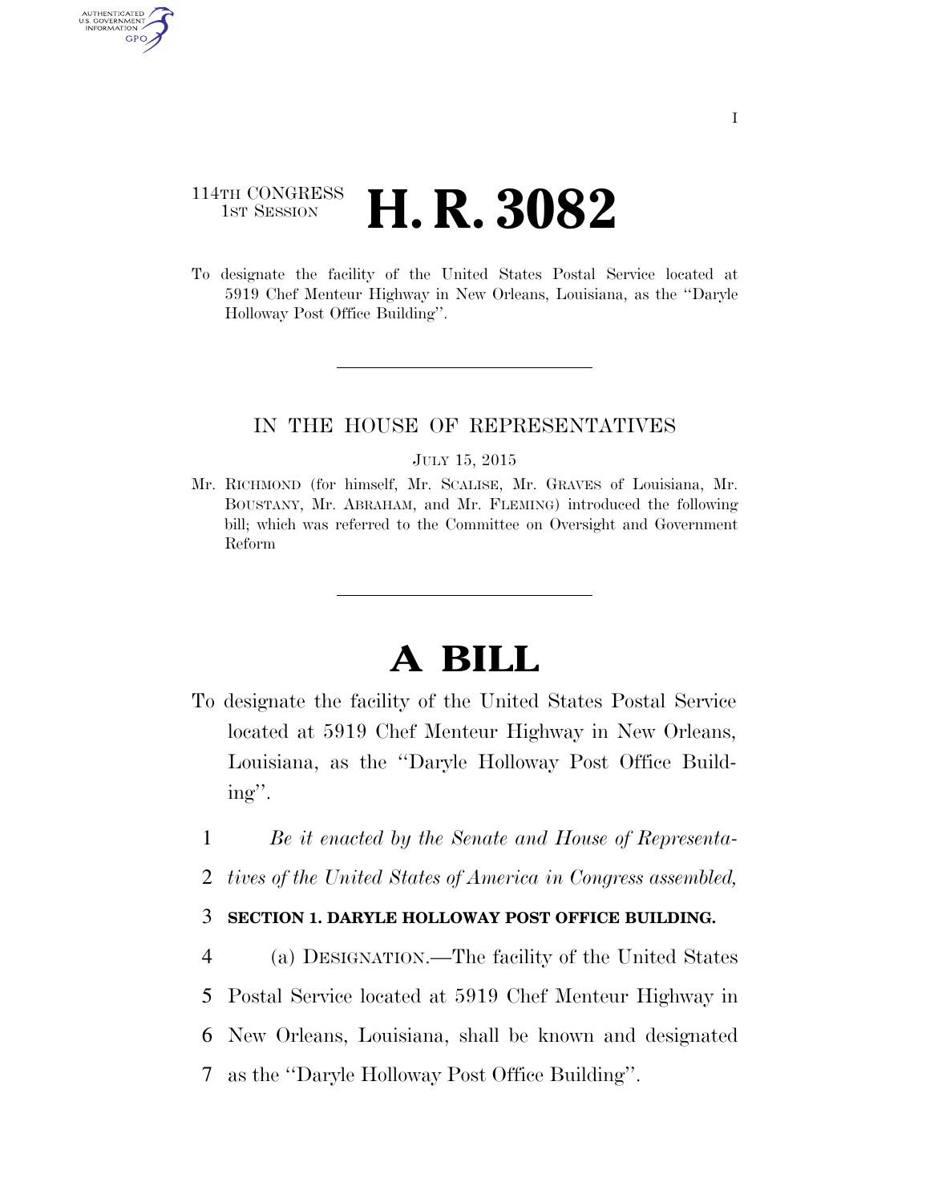114TH CONGRESS
1ST SESSION

# H. R. 3082

To designate the facility of the United States Postal Service located at 5919 Chef Menteur Highway in New Orleans, Louisiana, as the ''Daryle Holloway Post Office Building''.

---

IN THE HOUSE OF REPRESENTATIVES

JULY 15, 2015

Mr. RICHMOND (for himself, Mr. SCALISE, Mr. GRAVES of Louisiana, Mr. BOUSTANY, Mr. ABRAHAM, and Mr. FLEMING) introduced the following bill; which was referred to the Committee on Oversight and Government Reform

---

# A BILL

To designate the facility of the United States Postal Service located at 5919 Chef Menteur Highway in New Orleans, Louisiana, as the ''Daryle Holloway Post Office Building''.

1 *Be it enacted by the Senate and House of Representa-*
2 *tives of the United States of America in Congress assembled,*

3 **SECTION 1. DARYLE HOLLOWAY POST OFFICE BUILDING.**

4 (a) DESIGNATION.—The facility of the United States
5 Postal Service located at 5919 Chef Menteur Highway in
6 New Orleans, Louisiana, shall be known and designated
7 as the ''Daryle Holloway Post Office Building''.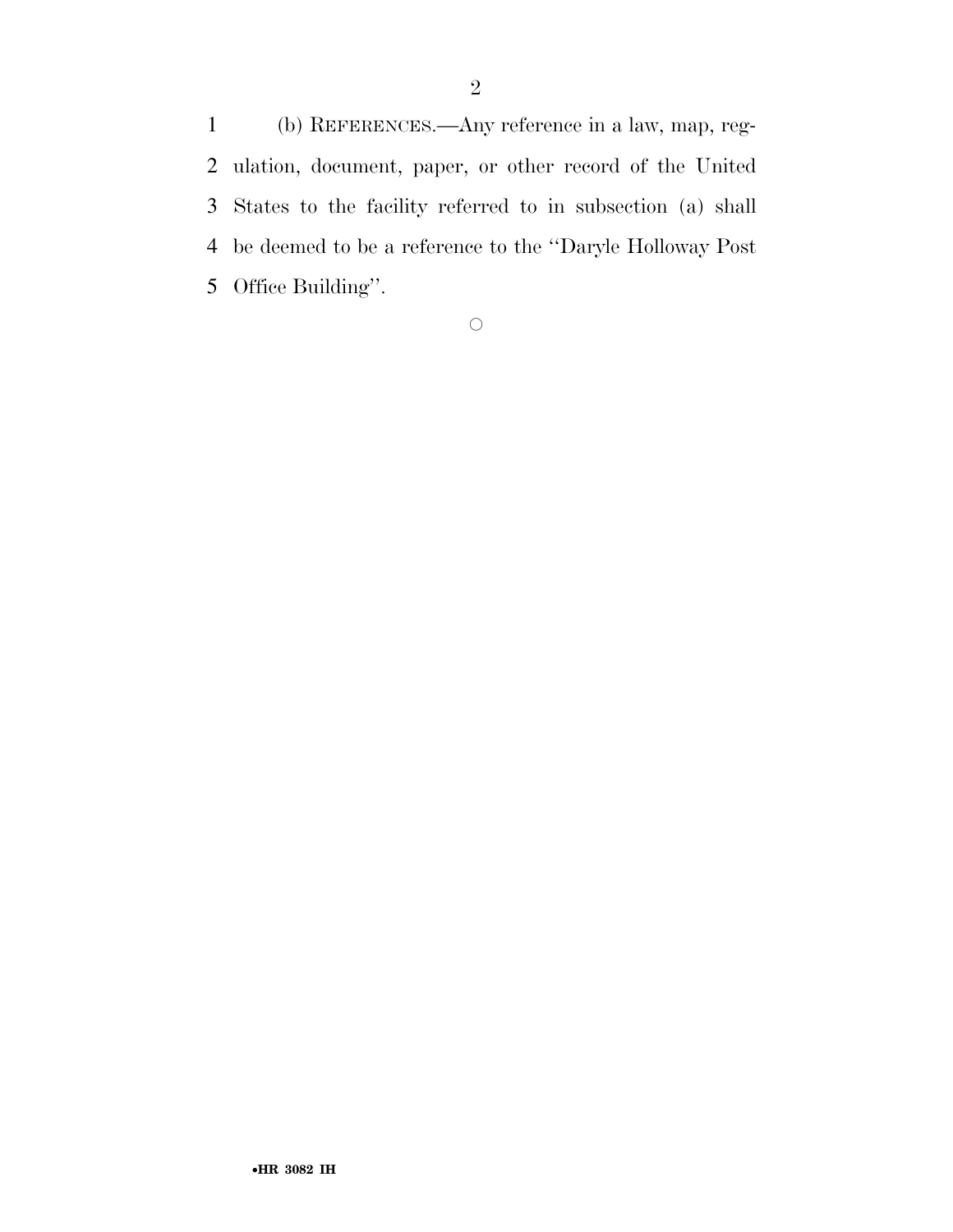(b) REFERENCES.—Any reference in a law, map, regulation, document, paper, or other record of the United States to the facility referred to in subsection (a) shall be deemed to be a reference to the ''Daryle Holloway Post Office Building''.

○